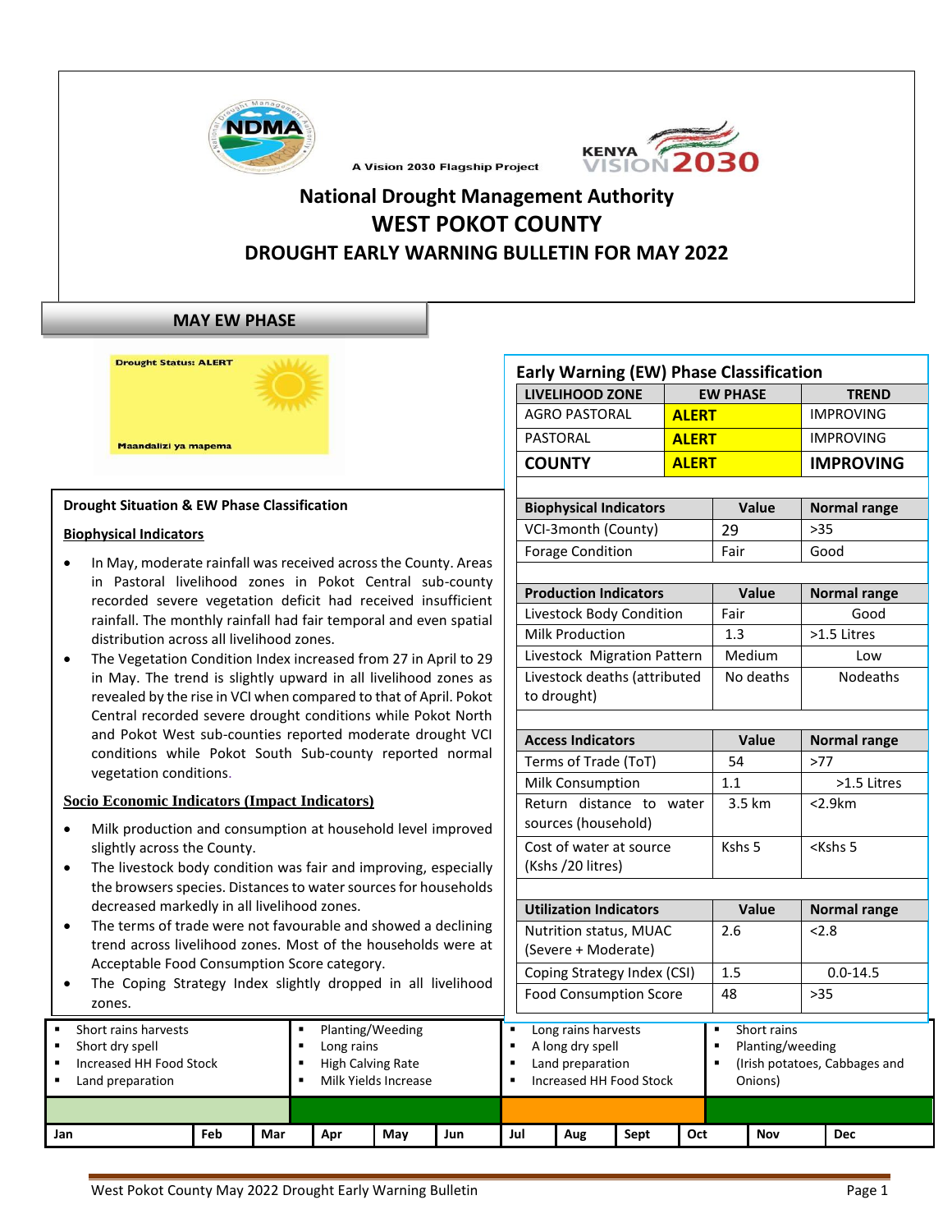A Vision 2030 Flagship Project

# National Drought Management Authority

# WEST POKOT COUNTY

## DROUGHT EARLY WARNING BULLETIN FOR MAY 2022

### MAY EW PHASE

Drought Status: ALERT

Maandalizi ya mapema

### Early Warning (EW) Phase Classification

| LIVELIHOOD ZONE | EW PHASE | TREND |
|---|---|---|
| AGRO PASTORAL | ALERT | IMPROVING |
| PASTORAL | ALERT | IMPROVING |
| **COUNTY** | **ALERT** | **IMPROVING** |

| Biophysical Indicators | Value | Normal range |
|---|---|---|
| VCI-3month (County) | 29 | >35 |
| Forage Condition | Fair | Good |

| Production Indicators | Value | Normal range |
|---|---|---|
| Livestock Body Condition | Fair | Good |
| Milk Production | 1.3 | >1.5 Litres |
| Livestock Migration Pattern | Medium | Low |
| Livestock deaths (attributed to drought) | No deaths | Nodeaths |

| Access Indicators | Value | Normal range |
|---|---|---|
| Terms of Trade (ToT) | 54 | >77 |
| Milk Consumption | 1.1 | >1.5 Litres |
| Return distance to water sources (household) | 3.5 km | <2.9km |
| Cost of water at source (Kshs /20 litres) | Kshs 5 | <Kshs 5 |

| Utilization Indicators | Value | Normal range |
|---|---|---|
| Nutrition status, MUAC (Severe + Moderate) | 2.6 | <2.8 |
| Coping Strategy Index (CSI) | 1.5 | 0.0-14.5 |
| Food Consumption Score | 48 | >35 |

### Drought Situation & EW Phase Classification

#### Biophysical Indicators

- In May, moderate rainfall was received across the County. Areas in Pastoral livelihood zones in Pokot Central sub-county recorded severe vegetation deficit had received insufficient rainfall. The monthly rainfall had fair temporal and even spatial distribution across all livelihood zones.
- The Vegetation Condition Index increased from 27 in April to 29 in May. The trend is slightly upward in all livelihood zones as revealed by the rise in VCI when compared to that of April. Pokot Central recorded severe drought conditions while Pokot North and Pokot West sub-counties reported moderate drought VCI conditions while Pokot South Sub-county reported normal vegetation conditions.

#### Socio Economic Indicators (Impact Indicators)

- Milk production and consumption at household level improved slightly across the County.
- The livestock body condition was fair and improving, especially the browsers species. Distances to water sources for households decreased markedly in all livelihood zones.
- The terms of trade were not favourable and showed a declining trend across livelihood zones. Most of the households were at Acceptable Food Consumption Score category.
- The Coping Strategy Index slightly dropped in all livelihood zones.

| Jan | Feb | Mar | Apr | May | Jun | Jul | Aug | Sept | Oct | Nov | Dec |
|---|---|---|---|---|---|---|---|---|---|---|---|
| Short rains harvests; Short dry spell; Increased HH Food Stock; Land preparation | | | Planting/Weeding; Long rains; High Calving Rate; Milk Yields Increase | | | Long rains harvests; A long dry spell; Land preparation; Increased HH Food Stock | | | | Short rains; Planting/weeding; (Irish potatoes, Cabbages and Onions) | |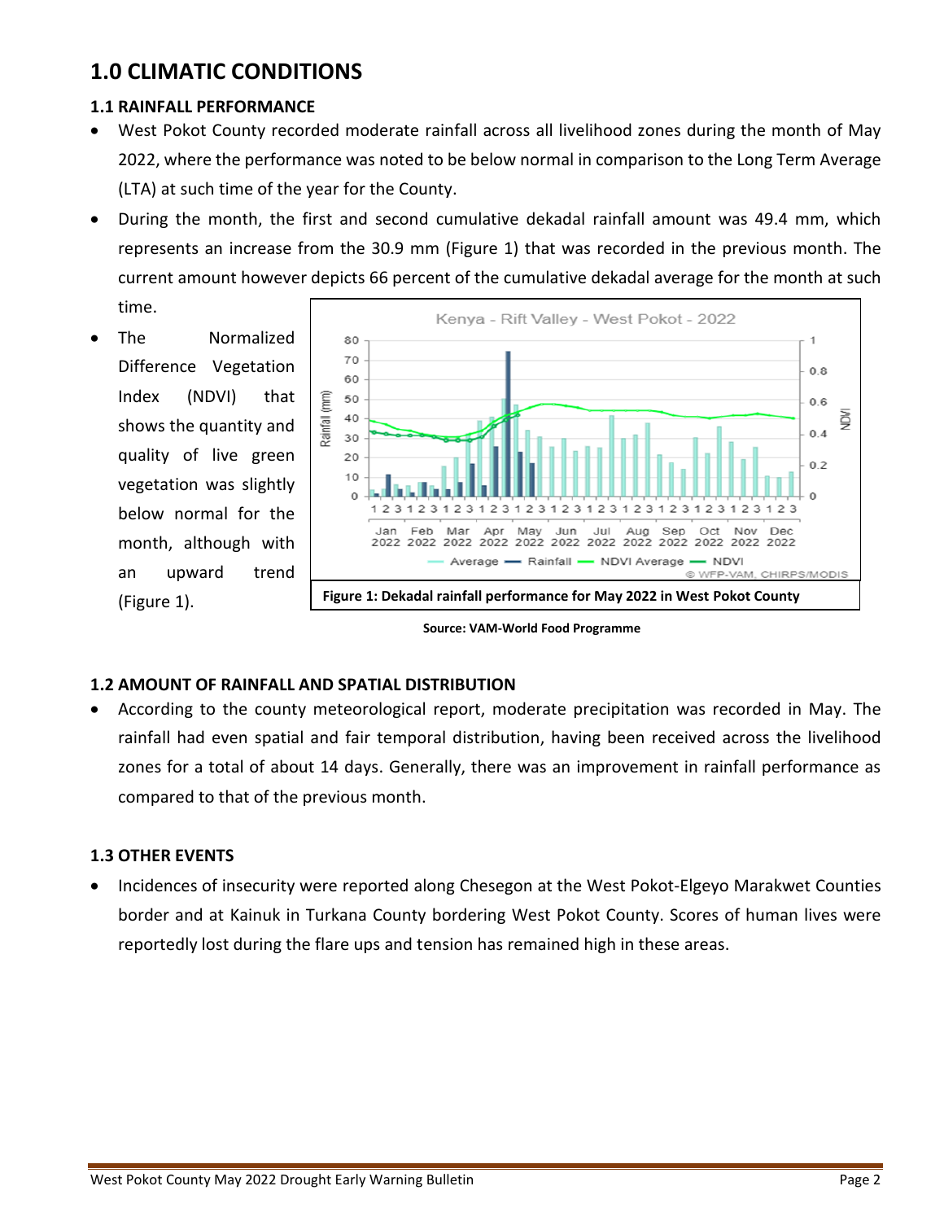# 1.0 CLIMATIC CONDITIONS

## 1.1 RAINFALL PERFORMANCE

- West Pokot County recorded moderate rainfall across all livelihood zones during the month of May 2022, where the performance was noted to be below normal in comparison to the Long Term Average (LTA) at such time of the year for the County.
- During the month, the first and second cumulative dekadal rainfall amount was 49.4 mm, which represents an increase from the 30.9 mm (Figure 1) that was recorded in the previous month. The current amount however depicts 66 percent of the cumulative dekadal average for the month at such time.
- The Normalized Difference Vegetation Index (NDVI) that shows the quantity and quality of live green vegetation was slightly below normal for the month, although with an upward trend (Figure 1).

**Figure 1: Dekadal rainfall performance for May 2022 in West Pokot County**

**Source: VAM-World Food Programme**

## 1.2 AMOUNT OF RAINFALL AND SPATIAL DISTRIBUTION

- According to the county meteorological report, moderate precipitation was recorded in May. The rainfall had even spatial and fair temporal distribution, having been received across the livelihood zones for a total of about 14 days. Generally, there was an improvement in rainfall performance as compared to that of the previous month.

## 1.3 OTHER EVENTS

- Incidences of insecurity were reported along Chesegon at the West Pokot-Elgeyo Marakwet Counties border and at Kainuk in Turkana County bordering West Pokot County. Scores of human lives were reportedly lost during the flare ups and tension has remained high in these areas.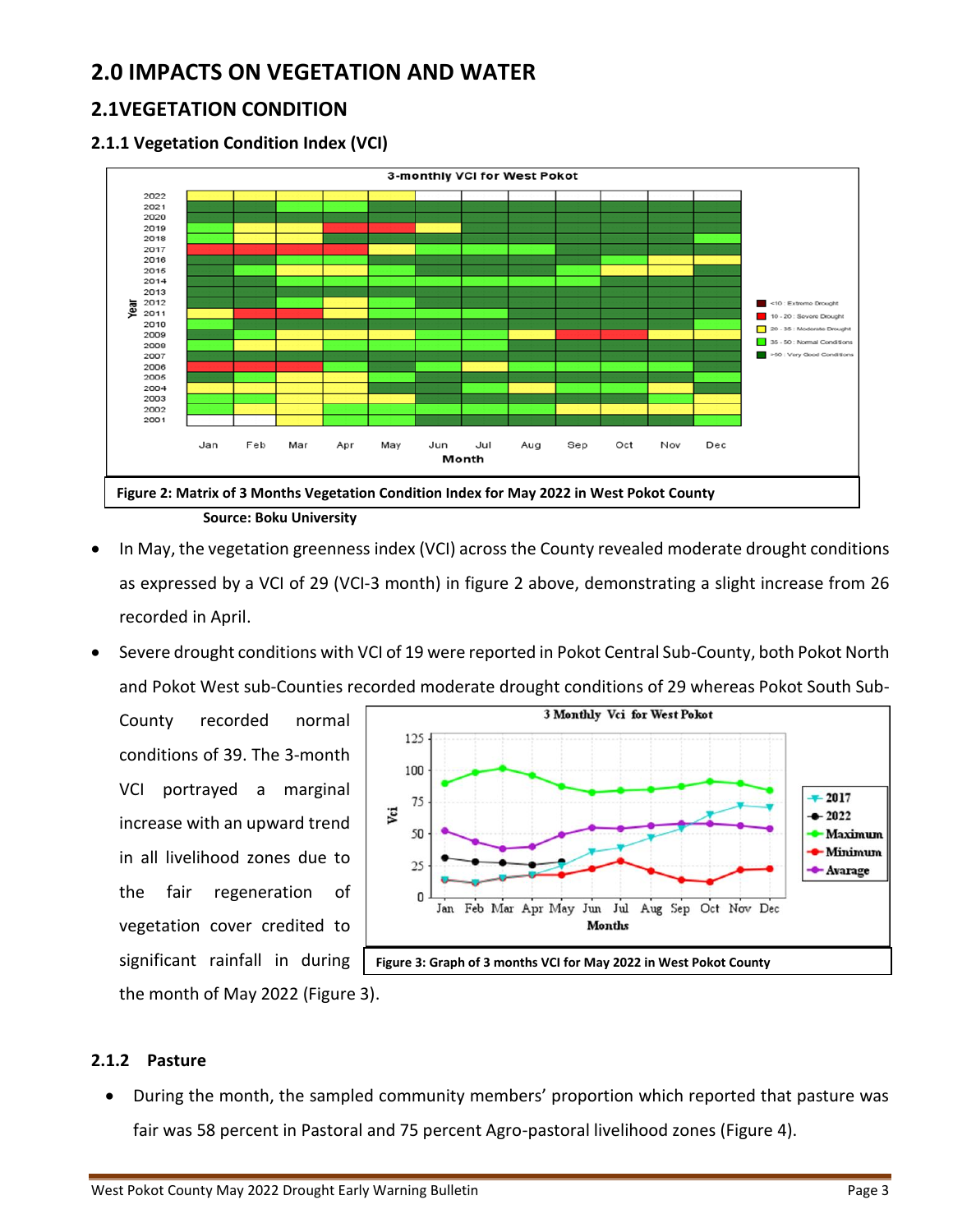# 2.0 IMPACTS ON VEGETATION AND WATER

## 2.1VEGETATION CONDITION

### 2.1.1 Vegetation Condition Index (VCI)

Figure 2: Matrix of 3 Months Vegetation Condition Index for May 2022 in West Pokot County

Source: Boku University

- In May, the vegetation greenness index (VCI) across the County revealed moderate drought conditions as expressed by a VCI of 29 (VCI-3 month) in figure 2 above, demonstrating a slight increase from 26 recorded in April.
- Severe drought conditions with VCI of 19 were reported in Pokot Central Sub-County, both Pokot North and Pokot West sub-Counties recorded moderate drought conditions of 29 whereas Pokot South Sub-County recorded normal conditions of 39. The 3-month VCI portrayed a marginal increase with an upward trend in all livelihood zones due to the fair regeneration of vegetation cover credited to significant rainfall in during the month of May 2022 (Figure 3).

Figure 3: Graph of 3 months VCI for May 2022 in West Pokot County

### 2.1.2 Pasture

- During the month, the sampled community members' proportion which reported that pasture was fair was 58 percent in Pastoral and 75 percent Agro-pastoral livelihood zones (Figure 4).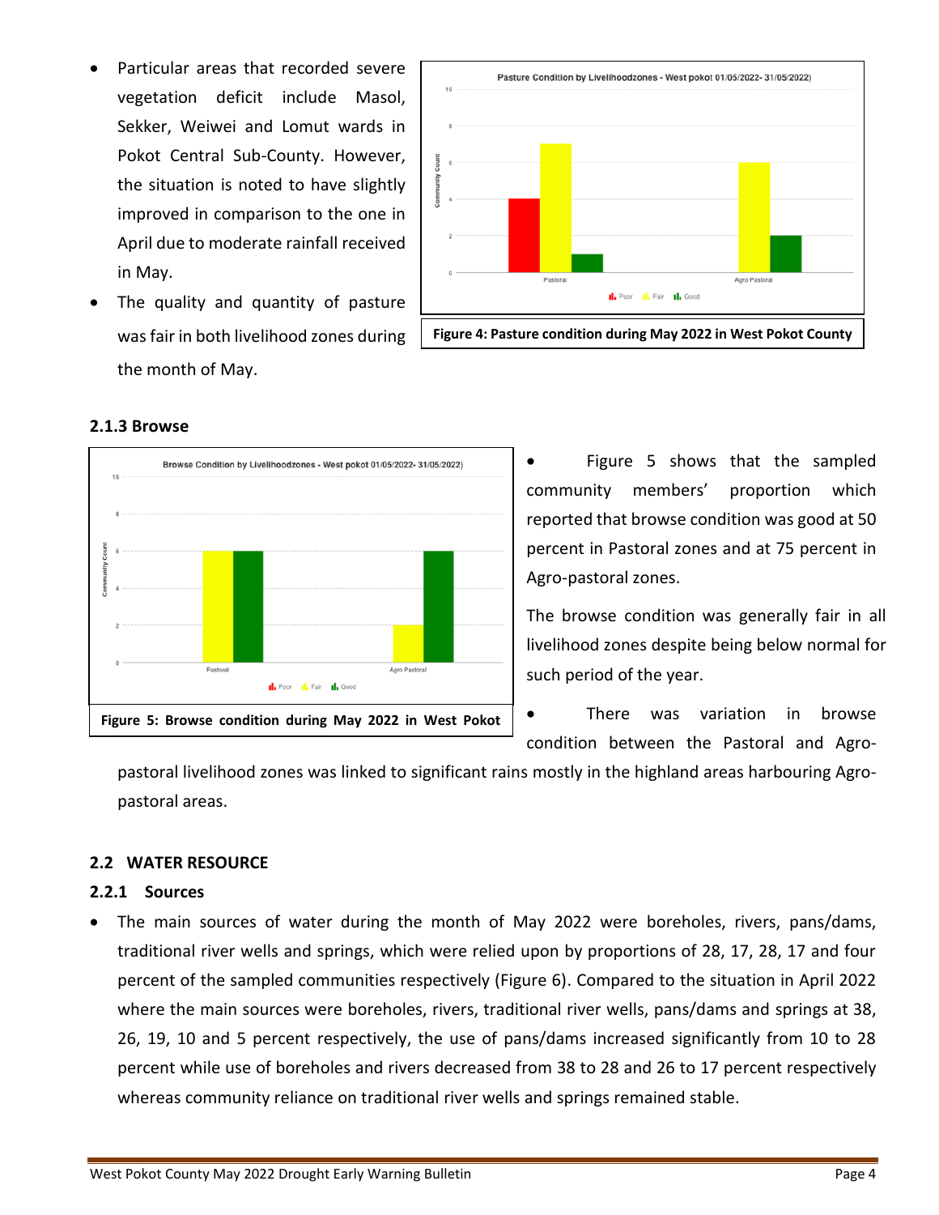- Particular areas that recorded severe vegetation deficit include Masol, Sekker, Weiwei and Lomut wards in Pokot Central Sub-County. However, the situation is noted to have slightly improved in comparison to the one in April due to moderate rainfall received in May.
- The quality and quantity of pasture was fair in both livelihood zones during the month of May.

**Figure 4: Pasture condition during May 2022 in West Pokot County**

### 2.1.3 Browse

**Figure 5: Browse condition during May 2022 in West Pokot**

- Figure 5 shows that the sampled community members' proportion which reported that browse condition was good at 50 percent in Pastoral zones and at 75 percent in Agro-pastoral zones.

The browse condition was generally fair in all livelihood zones despite being below normal for such period of the year.

- There was variation in browse condition between the Pastoral and Agro-pastoral livelihood zones was linked to significant rains mostly in the highland areas harbouring Agro-pastoral areas.

## 2.2 WATER RESOURCE

### 2.2.1 Sources

- The main sources of water during the month of May 2022 were boreholes, rivers, pans/dams, traditional river wells and springs, which were relied upon by proportions of 28, 17, 28, 17 and four percent of the sampled communities respectively (Figure 6). Compared to the situation in April 2022 where the main sources were boreholes, rivers, traditional river wells, pans/dams and springs at 38, 26, 19, 10 and 5 percent respectively, the use of pans/dams increased significantly from 10 to 28 percent while use of boreholes and rivers decreased from 38 to 28 and 26 to 17 percent respectively whereas community reliance on traditional river wells and springs remained stable.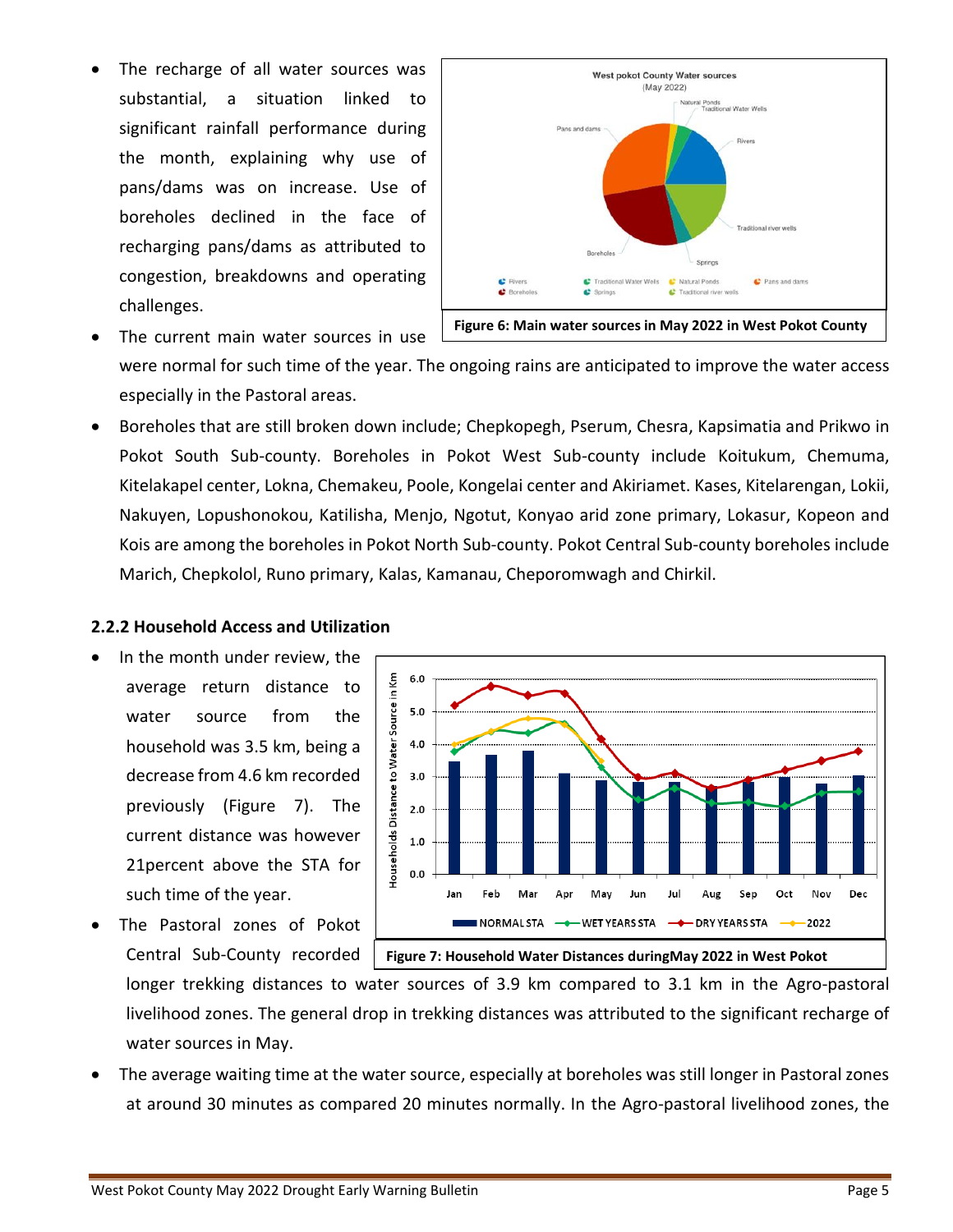- The recharge of all water sources was substantial, a situation linked to significant rainfall performance during the month, explaining why use of pans/dams was on increase. Use of boreholes declined in the face of recharging pans/dams as attributed to congestion, breakdowns and operating challenges.
- The current main water sources in use were normal for such time of the year. The ongoing rains are anticipated to improve the water access especially in the Pastoral areas.

Figure 6: Main water sources in May 2022 in West Pokot County

- Boreholes that are still broken down include; Chepkopegh, Pserum, Chesra, Kapsimatia and Prikwo in Pokot South Sub-county. Boreholes in Pokot West Sub-county include Koitukum, Chemuma, Kitelakapel center, Lokna, Chemakeu, Poole, Kongelai center and Akiriamet. Kases, Kitelarengan, Lokii, Nakuyen, Lopushonokou, Katilisha, Menjo, Ngotut, Konyao arid zone primary, Lokasur, Kopeon and Kois are among the boreholes in Pokot North Sub-county. Pokot Central Sub-county boreholes include Marich, Chepkolol, Runo primary, Kalas, Kamanau, Cheporomwagh and Chirkil.

### 2.2.2 Household Access and Utilization

- In the month under review, the average return distance to water source from the household was 3.5 km, being a decrease from 4.6 km recorded previously (Figure 7). The current distance was however 21percent above the STA for such time of the year.
- The Pastoral zones of Pokot Central Sub-County recorded longer trekking distances to water sources of 3.9 km compared to 3.1 km in the Agro-pastoral livelihood zones. The general drop in trekking distances was attributed to the significant recharge of water sources in May.

Figure 7: Household Water Distances duringMay 2022 in West Pokot

- The average waiting time at the water source, especially at boreholes was still longer in Pastoral zones at around 30 minutes as compared 20 minutes normally. In the Agro-pastoral livelihood zones, the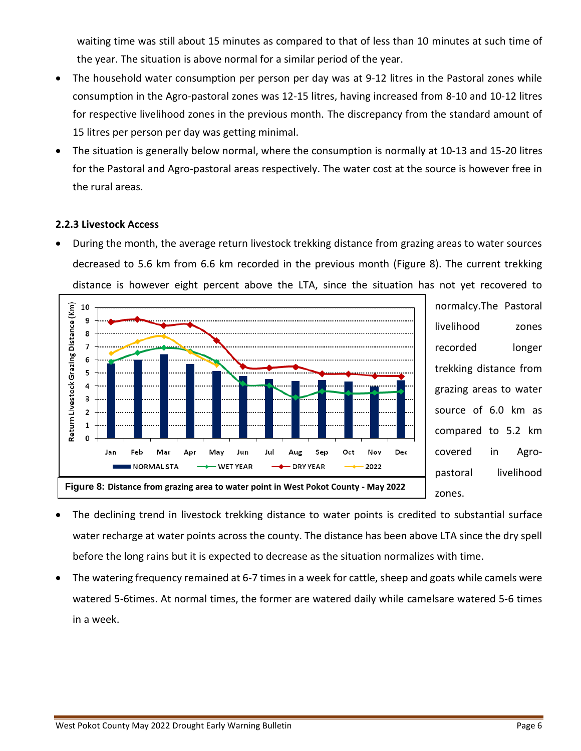waiting time was still about 15 minutes as compared to that of less than 10 minutes at such time of the year. The situation is above normal for a similar period of the year.

- The household water consumption per person per day was at 9-12 litres in the Pastoral zones while consumption in the Agro-pastoral zones was 12-15 litres, having increased from 8-10 and 10-12 litres for respective livelihood zones in the previous month. The discrepancy from the standard amount of 15 litres per person per day was getting minimal.
- The situation is generally below normal, where the consumption is normally at 10-13 and 15-20 litres for the Pastoral and Agro-pastoral areas respectively. The water cost at the source is however free in the rural areas.

### 2.2.3 Livestock Access

- During the month, the average return livestock trekking distance from grazing areas to water sources decreased to 5.6 km from 6.6 km recorded in the previous month (Figure 8). The current trekking distance is however eight percent above the LTA, since the situation has not yet recovered to normalcy.The Pastoral livelihood zones recorded longer trekking distance from grazing areas to water source of 6.0 km as compared to 5.2 km covered in Agro-pastoral livelihood zones.

**Figure 8: Distance from grazing area to water point in West Pokot County - May 2022**

- The declining trend in livestock trekking distance to water points is credited to substantial surface water recharge at water points across the county. The distance has been above LTA since the dry spell before the long rains but it is expected to decrease as the situation normalizes with time.
- The watering frequency remained at 6-7 times in a week for cattle, sheep and goats while camels were watered 5-6times. At normal times, the former are watered daily while camelsare watered 5-6 times in a week.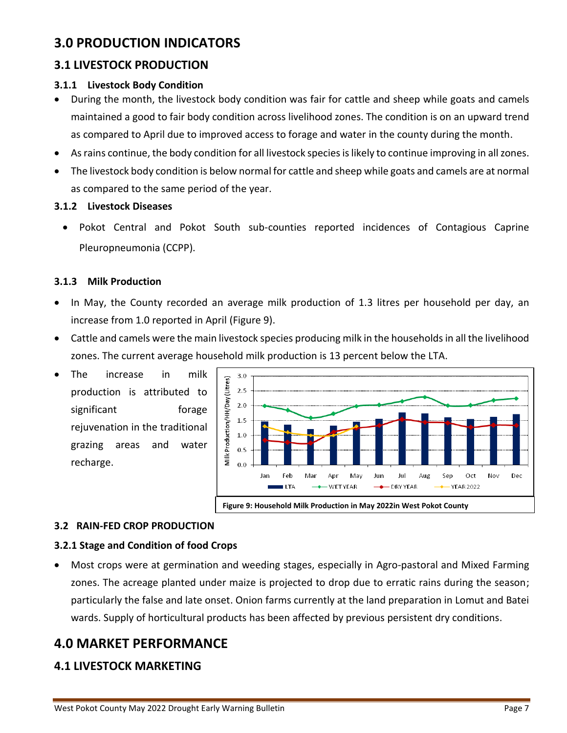# 3.0 PRODUCTION INDICATORS

## 3.1 LIVESTOCK PRODUCTION

### 3.1.1 Livestock Body Condition

- During the month, the livestock body condition was fair for cattle and sheep while goats and camels maintained a good to fair body condition across livelihood zones. The condition is on an upward trend as compared to April due to improved access to forage and water in the county during the month.
- As rains continue, the body condition for all livestock species is likely to continue improving in all zones.
- The livestock body condition is below normal for cattle and sheep while goats and camels are at normal as compared to the same period of the year.

### 3.1.2 Livestock Diseases

- Pokot Central and Pokot South sub-counties reported incidences of Contagious Caprine Pleuropneumonia (CCPP).

### 3.1.3 Milk Production

- In May, the County recorded an average milk production of 1.3 litres per household per day, an increase from 1.0 reported in April (Figure 9).
- Cattle and camels were the main livestock species producing milk in the households in all the livelihood zones. The current average household milk production is 13 percent below the LTA.
- The increase in milk production is attributed to significant forage rejuvenation in the traditional grazing areas and water recharge.

**Figure 9: Household Milk Production in May 2022in West Pokot County**

## 3.2 RAIN-FED CROP PRODUCTION

### 3.2.1 Stage and Condition of food Crops

- Most crops were at germination and weeding stages, especially in Agro-pastoral and Mixed Farming zones. The acreage planted under maize is projected to drop due to erratic rains during the season; particularly the false and late onset. Onion farms currently at the land preparation in Lomut and Batei wards. Supply of horticultural products has been affected by previous persistent dry conditions.

# 4.0 MARKET PERFORMANCE

## 4.1 LIVESTOCK MARKETING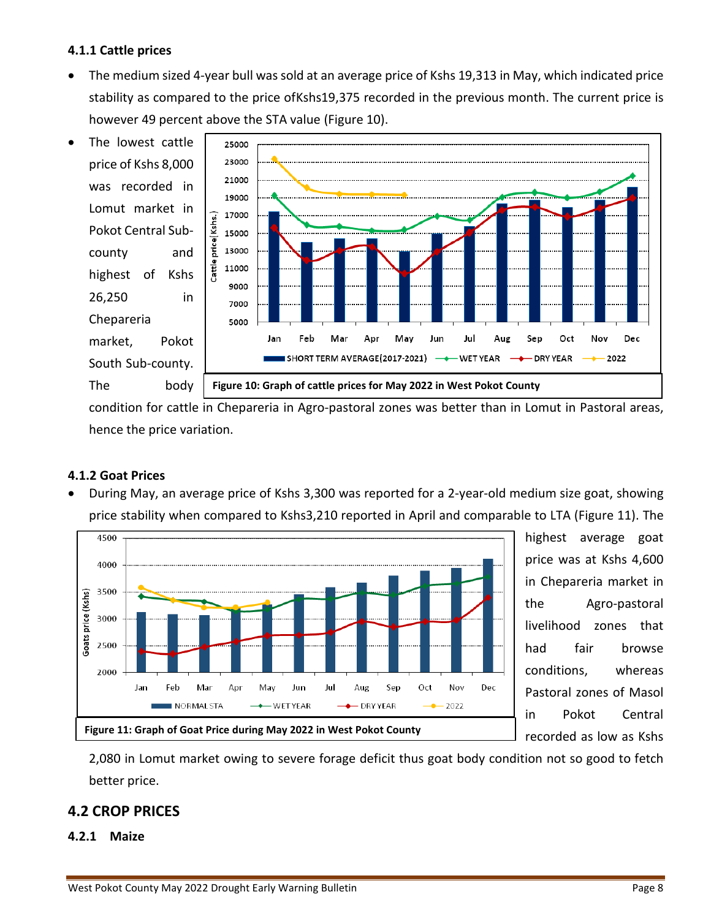#### 4.1.1 Cattle prices

- The medium sized 4-year bull was sold at an average price of Kshs 19,313 in May, which indicated price stability as compared to the price ofKshs19,375 recorded in the previous month. The current price is however 49 percent above the STA value (Figure 10).
- The lowest cattle price of Kshs 8,000 was recorded in Lomut market in Pokot Central Sub-county and highest of Kshs 26,250 in Chepareria market, Pokot South Sub-county. The body condition for cattle in Chepareria in Agro-pastoral zones was better than in Lomut in Pastoral areas, hence the price variation.

**Figure 10: Graph of cattle prices for May 2022 in West Pokot County**

#### 4.1.2 Goat Prices

- During May, an average price of Kshs 3,300 was reported for a 2-year-old medium size goat, showing price stability when compared to Kshs3,210 reported in April and comparable to LTA (Figure 11). The highest average goat price was at Kshs 4,600 in Chepareria market in the Agro-pastoral livelihood zones that had fair browse conditions, whereas Pastoral zones of Masol in Pokot Central recorded as low as Kshs 2,080 in Lomut market owing to severe forage deficit thus goat body condition not so good to fetch better price.

**Figure 11: Graph of Goat Price during May 2022 in West Pokot County**

## 4.2 CROP PRICES

### 4.2.1 Maize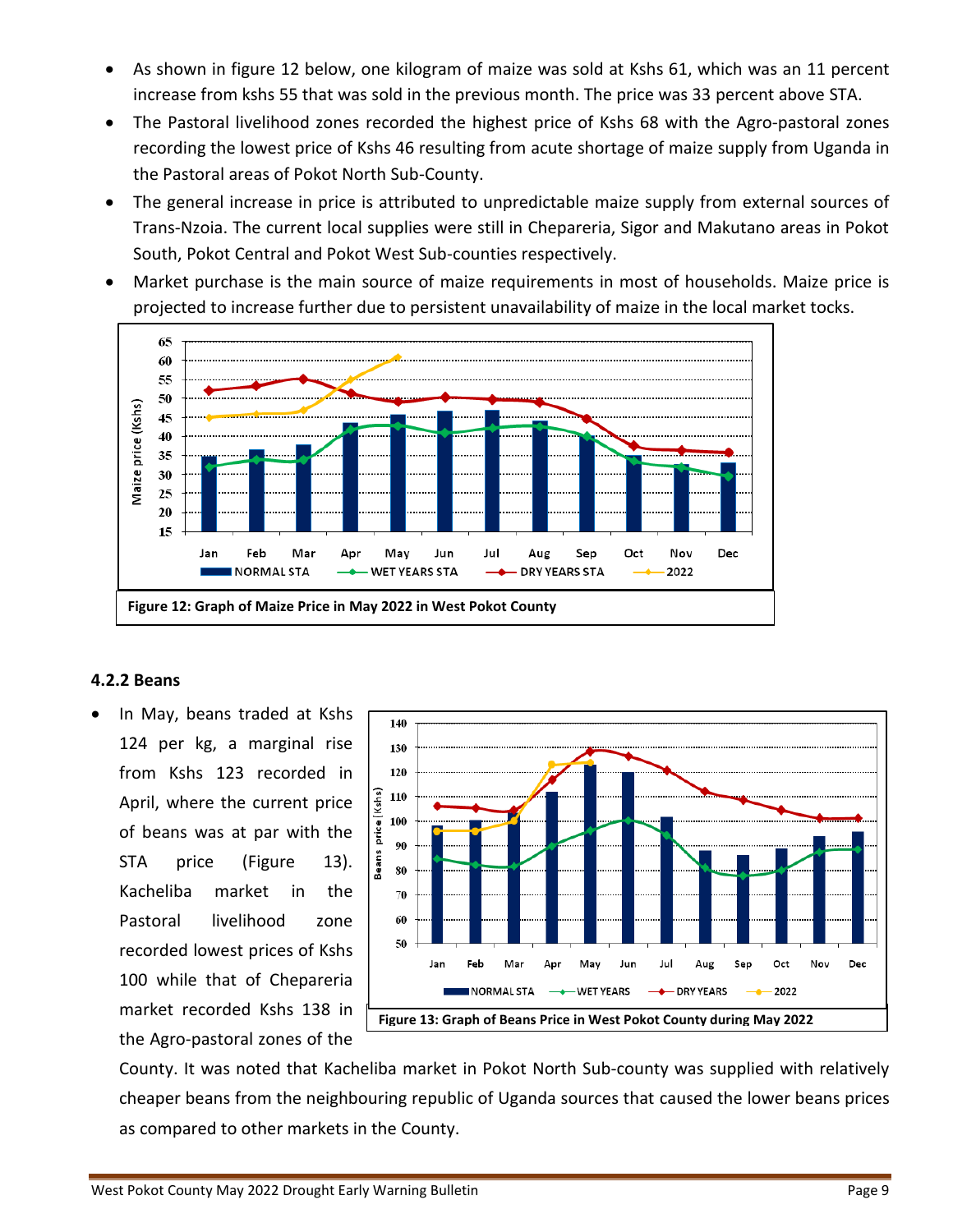- As shown in figure 12 below, one kilogram of maize was sold at Kshs 61, which was an 11 percent increase from kshs 55 that was sold in the previous month. The price was 33 percent above STA.
- The Pastoral livelihood zones recorded the highest price of Kshs 68 with the Agro-pastoral zones recording the lowest price of Kshs 46 resulting from acute shortage of maize supply from Uganda in the Pastoral areas of Pokot North Sub-County.
- The general increase in price is attributed to unpredictable maize supply from external sources of Trans-Nzoia. The current local supplies were still in Chepareria, Sigor and Makutano areas in Pokot South, Pokot Central and Pokot West Sub-counties respectively.
- Market purchase is the main source of maize requirements in most of households. Maize price is projected to increase further due to persistent unavailability of maize in the local market tocks.

**Figure 12: Graph of Maize Price in May 2022 in West Pokot County**

### 4.2.2 Beans

- In May, beans traded at Kshs 124 per kg, a marginal rise from Kshs 123 recorded in April, where the current price of beans was at par with the STA price (Figure 13). Kacheliba market in the Pastoral livelihood zone recorded lowest prices of Kshs 100 while that of Chepareria market recorded Kshs 138 in the Agro-pastoral zones of the County. It was noted that Kacheliba market in Pokot North Sub-county was supplied with relatively cheaper beans from the neighbouring republic of Uganda sources that caused the lower beans prices as compared to other markets in the County.

**Figure 13: Graph of Beans Price in West Pokot County during May 2022**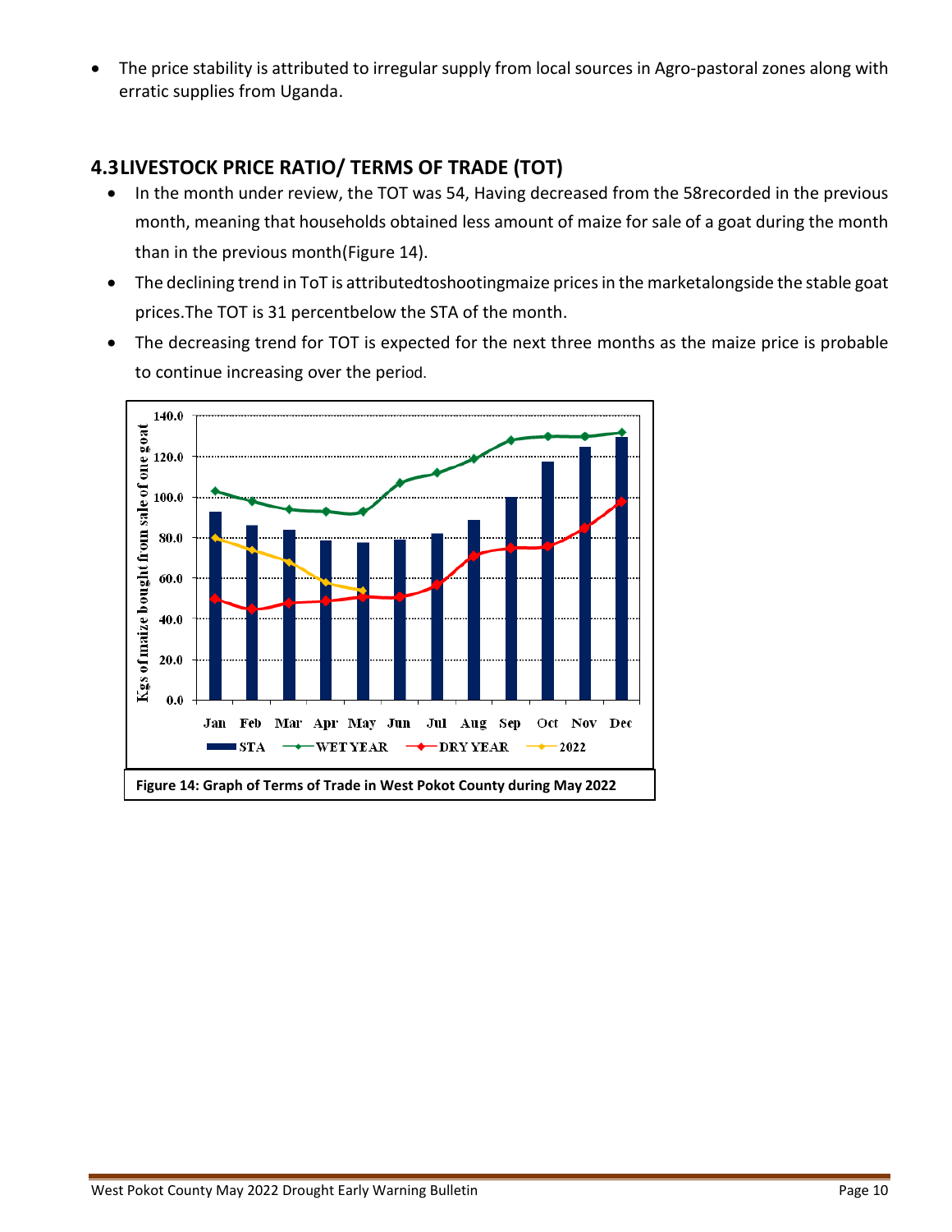- The price stability is attributed to irregular supply from local sources in Agro-pastoral zones along with erratic supplies from Uganda.

## 4.3 LIVESTOCK PRICE RATIO/ TERMS OF TRADE (TOT)

- In the month under review, the TOT was 54, Having decreased from the 58recorded in the previous month, meaning that households obtained less amount of maize for sale of a goat during the month than in the previous month(Figure 14).
- The declining trend in ToT is attributedtoshootingmaize prices in the marketalongside the stable goat prices.The TOT is 31 percentbelow the STA of the month.
- The decreasing trend for TOT is expected for the next three months as the maize price is probable to continue increasing over the period.

**Figure 14: Graph of Terms of Trade in West Pokot County during May 2022**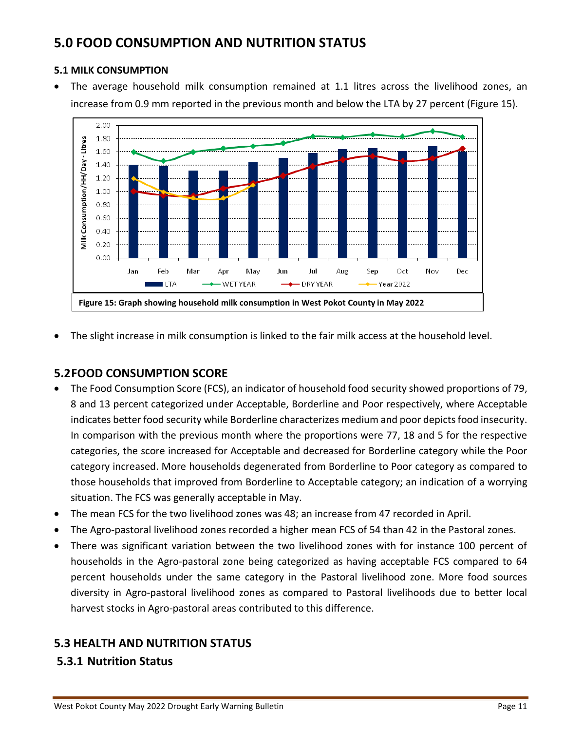# 5.0 FOOD CONSUMPTION AND NUTRITION STATUS

### 5.1 MILK CONSUMPTION

- The average household milk consumption remained at 1.1 litres across the livelihood zones, an increase from 0.9 mm reported in the previous month and below the LTA by 27 percent (Figure 15).

Figure 15: Graph showing household milk consumption in West Pokot County in May 2022

- The slight increase in milk consumption is linked to the fair milk access at the household level.

## 5.2 FOOD CONSUMPTION SCORE

- The Food Consumption Score (FCS), an indicator of household food security showed proportions of 79, 8 and 13 percent categorized under Acceptable, Borderline and Poor respectively, where Acceptable indicates better food security while Borderline characterizes medium and poor depicts food insecurity. In comparison with the previous month where the proportions were 77, 18 and 5 for the respective categories, the score increased for Acceptable and decreased for Borderline category while the Poor category increased. More households degenerated from Borderline to Poor category as compared to those households that improved from Borderline to Acceptable category; an indication of a worrying situation. The FCS was generally acceptable in May.
- The mean FCS for the two livelihood zones was 48; an increase from 47 recorded in April.
- The Agro-pastoral livelihood zones recorded a higher mean FCS of 54 than 42 in the Pastoral zones.
- There was significant variation between the two livelihood zones with for instance 100 percent of households in the Agro-pastoral zone being categorized as having acceptable FCS compared to 64 percent households under the same category in the Pastoral livelihood zone. More food sources diversity in Agro-pastoral livelihood zones as compared to Pastoral livelihoods due to better local harvest stocks in Agro-pastoral areas contributed to this difference.

## 5.3 HEALTH AND NUTRITION STATUS

### 5.3.1 Nutrition Status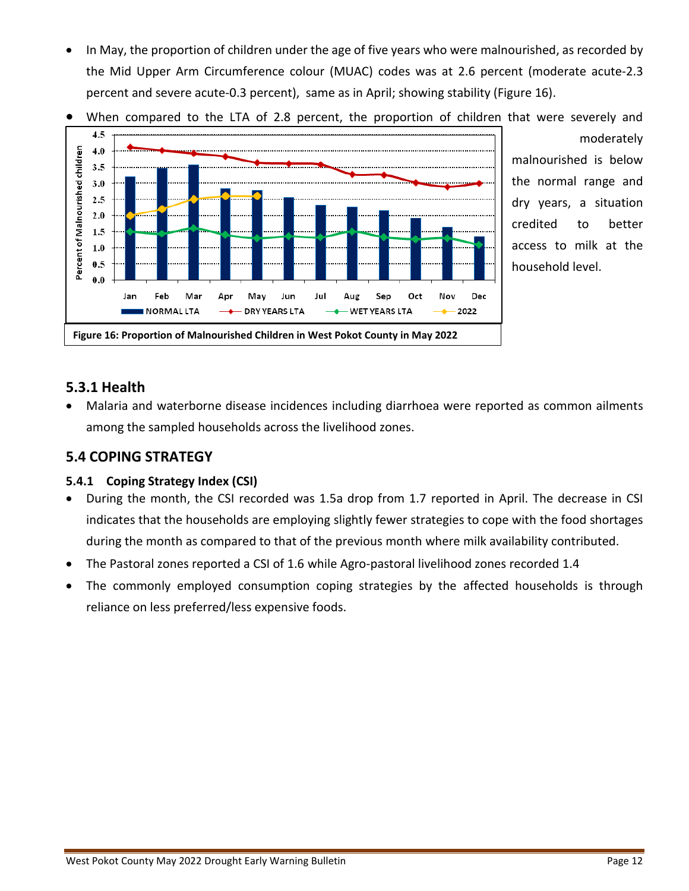- In May, the proportion of children under the age of five years who were malnourished, as recorded by the Mid Upper Arm Circumference colour (MUAC) codes was at 2.6 percent (moderate acute-2.3 percent and severe acute-0.3 percent), same as in April; showing stability (Figure 16).
- When compared to the LTA of 2.8 percent, the proportion of children that were severely and moderately malnourished is below the normal range and dry years, a situation credited to better access to milk at the household level.

Figure 16: Proportion of Malnourished Children in West Pokot County in May 2022

### 5.3.1 Health

- Malaria and waterborne disease incidences including diarrhoea were reported as common ailments among the sampled households across the livelihood zones.

## 5.4 COPING STRATEGY

### 5.4.1 Coping Strategy Index (CSI)

- During the month, the CSI recorded was 1.5a drop from 1.7 reported in April. The decrease in CSI indicates that the households are employing slightly fewer strategies to cope with the food shortages during the month as compared to that of the previous month where milk availability contributed.
- The Pastoral zones reported a CSI of 1.6 while Agro-pastoral livelihood zones recorded 1.4
- The commonly employed consumption coping strategies by the affected households is through reliance on less preferred/less expensive foods.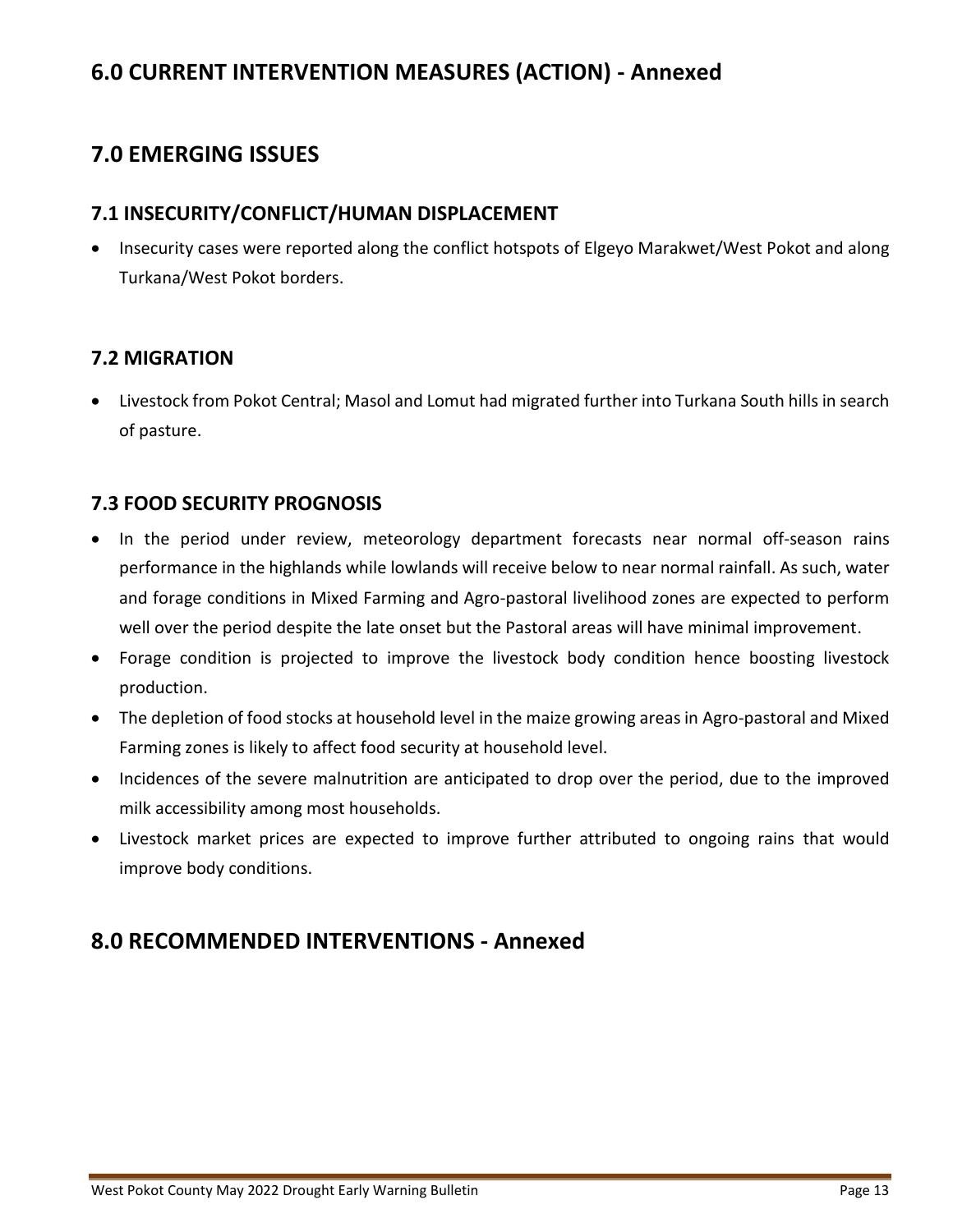## 6.0 CURRENT INTERVENTION MEASURES (ACTION) - Annexed

## 7.0 EMERGING ISSUES

### 7.1 INSECURITY/CONFLICT/HUMAN DISPLACEMENT

- Insecurity cases were reported along the conflict hotspots of Elgeyo Marakwet/West Pokot and along Turkana/West Pokot borders.

### 7.2 MIGRATION

- Livestock from Pokot Central; Masol and Lomut had migrated further into Turkana South hills in search of pasture.

### 7.3 FOOD SECURITY PROGNOSIS

- In the period under review, meteorology department forecasts near normal off-season rains performance in the highlands while lowlands will receive below to near normal rainfall. As such, water and forage conditions in Mixed Farming and Agro-pastoral livelihood zones are expected to perform well over the period despite the late onset but the Pastoral areas will have minimal improvement.
- Forage condition is projected to improve the livestock body condition hence boosting livestock production.
- The depletion of food stocks at household level in the maize growing areas in Agro-pastoral and Mixed Farming zones is likely to affect food security at household level.
- Incidences of the severe malnutrition are anticipated to drop over the period, due to the improved milk accessibility among most households.
- Livestock market prices are expected to improve further attributed to ongoing rains that would improve body conditions.

## 8.0 RECOMMENDED INTERVENTIONS - Annexed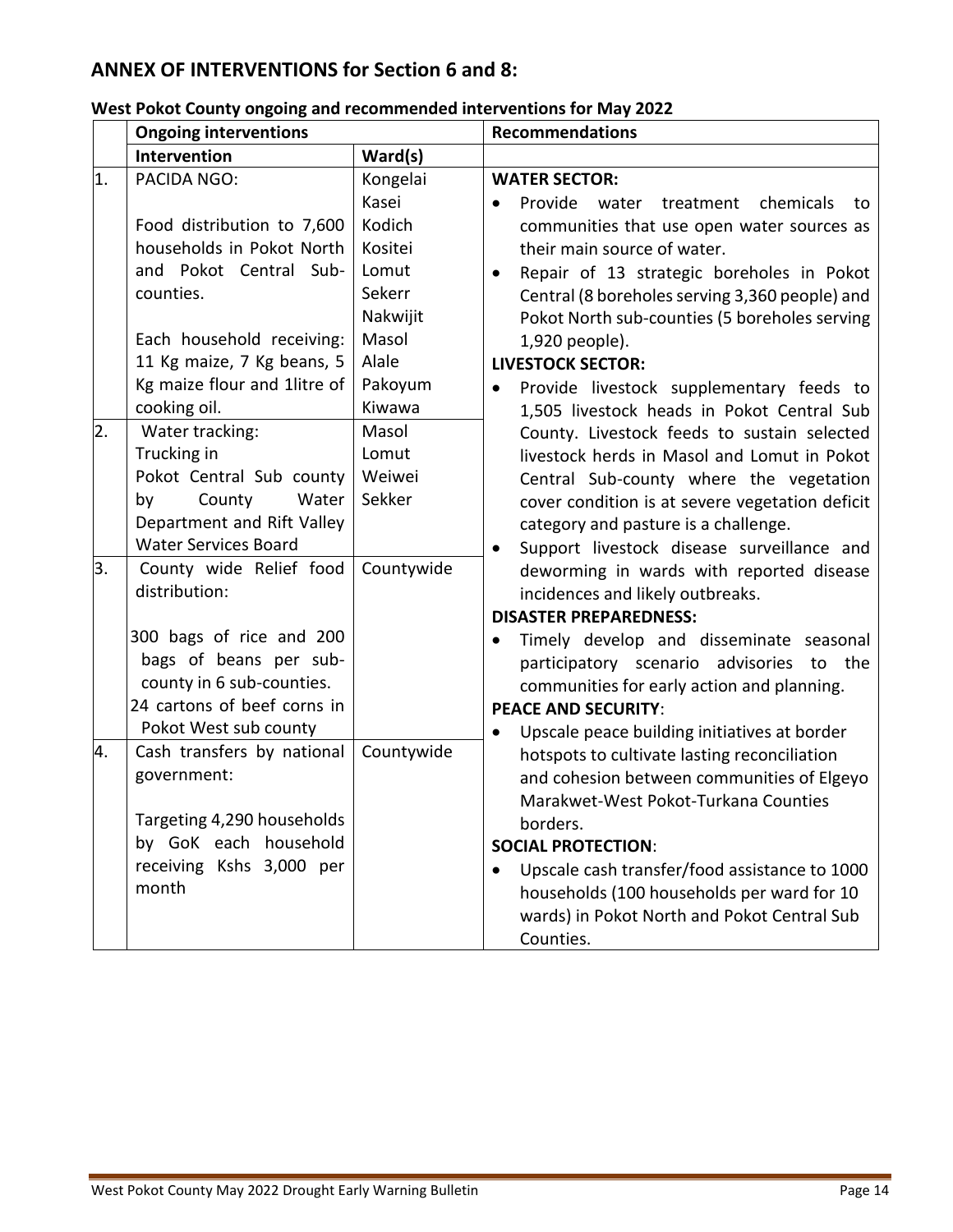## ANNEX OF INTERVENTIONS for Section 6 and 8:

**West Pokot County ongoing and recommended interventions for May 2022**

| | Ongoing interventions | | Recommendations |
|---|---|---|---|
| | **Intervention** | **Ward(s)** | |
| 1. | PACIDA NGO:<br><br>Food distribution to 7,600 households in Pokot North and Pokot Central Sub-counties.<br><br>Each household receiving: 11 Kg maize, 7 Kg beans, 5 Kg maize flour and 1litre of cooking oil. | Kongelai<br>Kasei<br>Kodich<br>Kositei<br>Lomut<br>Sekerr<br>Nakwijit<br>Masol<br>Alale<br>Pakoyum<br>Kiwawa | **WATER SECTOR:**<br>• Provide water treatment chemicals to communities that use open water sources as their main source of water.<br>• Repair of 13 strategic boreholes in Pokot Central (8 boreholes serving 3,360 people) and Pokot North sub-counties (5 boreholes serving 1,920 people).<br>**LIVESTOCK SECTOR:**<br>• Provide livestock supplementary feeds to 1,505 livestock heads in Pokot Central Sub County. Livestock feeds to sustain selected livestock herds in Masol and Lomut in Pokot Central Sub-county where the vegetation cover condition is at severe vegetation deficit category and pasture is a challenge.<br>• Support livestock disease surveillance and deworming in wards with reported disease incidences and likely outbreaks.<br>**DISASTER PREPAREDNESS:**<br>• Timely develop and disseminate seasonal participatory scenario advisories to the communities for early action and planning.<br>**PEACE AND SECURITY**:<br>• Upscale peace building initiatives at border hotspots to cultivate lasting reconciliation and cohesion between communities of Elgeyo Marakwet-West Pokot-Turkana Counties borders.<br>**SOCIAL PROTECTION**:<br>• Upscale cash transfer/food assistance to 1000 households (100 households per ward for 10 wards) in Pokot North and Pokot Central Sub Counties. |
| 2. | Water tracking:<br>Trucking in Pokot Central Sub county by County Water Department and Rift Valley Water Services Board | Masol<br>Lomut<br>Weiwei<br>Sekker | |
| 3. | County wide Relief food distribution:<br><br>300 bags of rice and 200 bags of beans per sub-county in 6 sub-counties.<br>24 cartons of beef corns in Pokot West sub county | Countywide | |
| 4. | Cash transfers by national government:<br><br>Targeting 4,290 households by GoK each household receiving Kshs 3,000 per month | Countywide | |